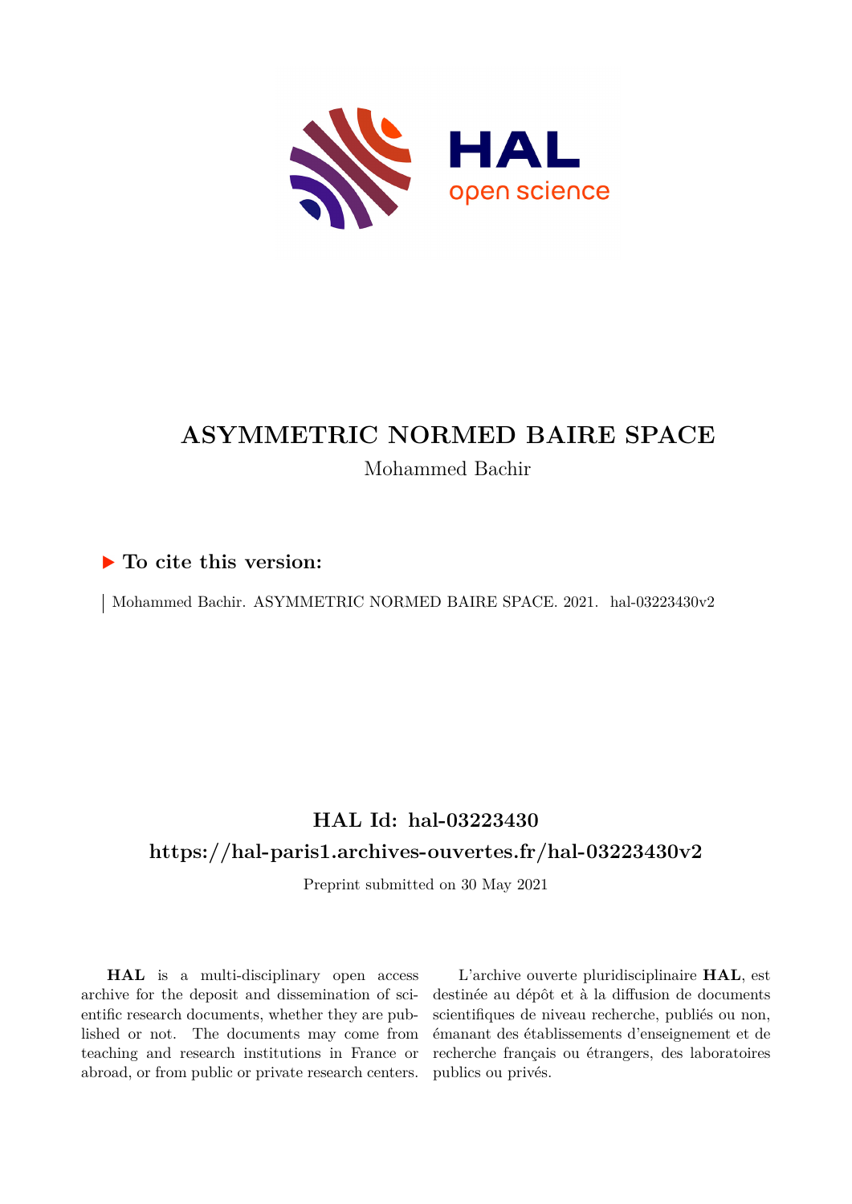# ASYMMETRIC NORMED BAIRE SPACE

Mohammed Bachir

## ▶ To cite this version:

Mohammed Bachir. ASYMMETRIC NORMED BAIRE SPACE. 2021. hal-03223430v2

## HAL Id: hal-03223430

## https://hal-paris1.archives-ouvertes.fr/hal-03223430v2

Preprint submitted on 30 May 2021

**HAL** is a multi-disciplinary open access archive for the deposit and dissemination of scientific research documents, whether they are published or not. The documents may come from teaching and research institutions in France or abroad, or from public or private research centers.

L'archive ouverte pluridisciplinaire **HAL**, est destinée au dépôt et à la diffusion de documents scientifiques de niveau recherche, publiés ou non, émanant des établissements d'enseignement et de recherche français ou étrangers, des laboratoires publics ou privés.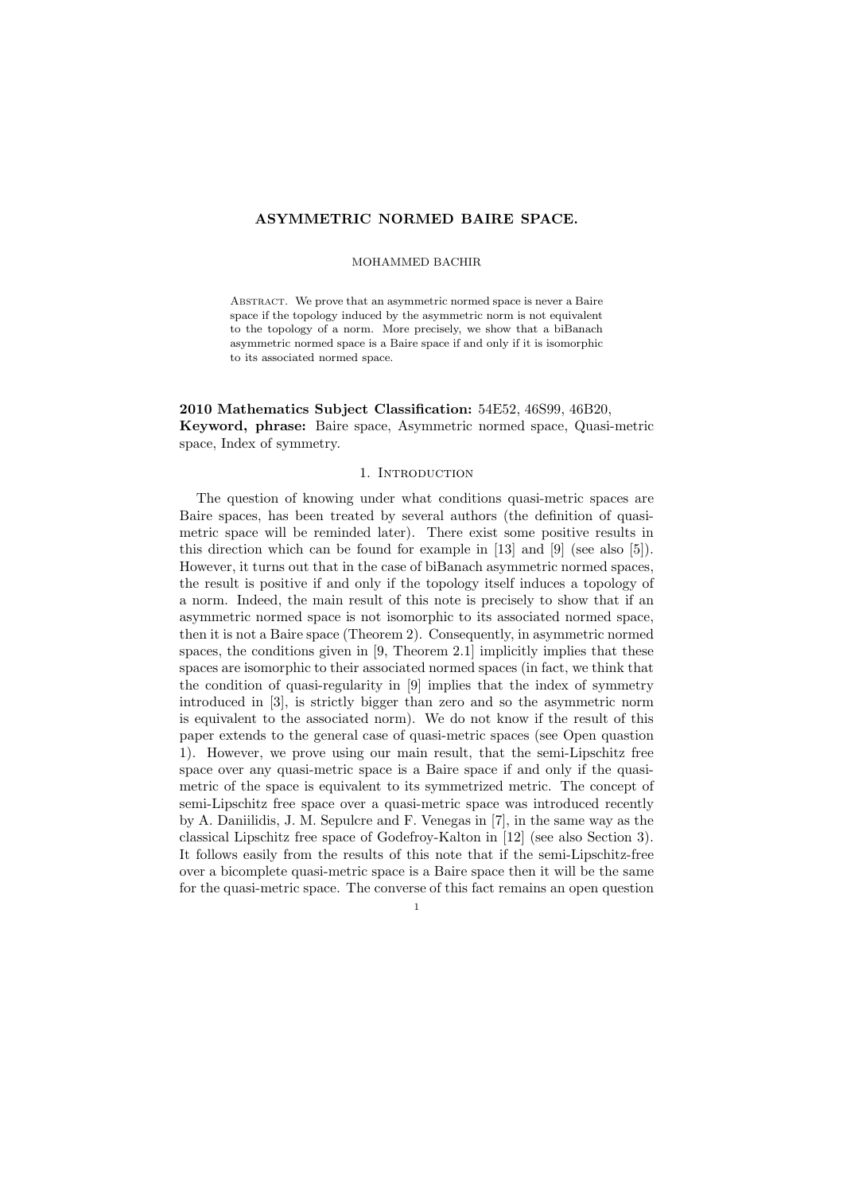# ASYMMETRIC NORMED BAIRE SPACE.

MOHAMMED BACHIR

Abstract. We prove that an asymmetric normed space is never a Baire space if the topology induced by the asymmetric norm is not equivalent to the topology of a norm. More precisely, we show that a biBanach asymmetric normed space is a Baire space if and only if it is isomorphic to its associated normed space.

**2010 Mathematics Subject Classification:** 54E52, 46S99, 46B20,
**Keyword, phrase:** Baire space, Asymmetric normed space, Quasi-metric space, Index of symmetry.

## 1. Introduction

The question of knowing under what conditions quasi-metric spaces are Baire spaces, has been treated by several authors (the definition of quasi-metric space will be reminded later). There exist some positive results in this direction which can be found for example in [13] and [9] (see also [5]). However, it turns out that in the case of biBanach asymmetric normed spaces, the result is positive if and only if the topology itself induces a topology of a norm. Indeed, the main result of this note is precisely to show that if an asymmetric normed space is not isomorphic to its associated normed space, then it is not a Baire space (Theorem 2). Consequently, in asymmetric normed spaces, the conditions given in [9, Theorem 2.1] implicitly implies that these spaces are isomorphic to their associated normed spaces (in fact, we think that the condition of quasi-regularity in [9] implies that the index of symmetry introduced in [3], is strictly bigger than zero and so the asymmetric norm is equivalent to the associated norm). We do not know if the result of this paper extends to the general case of quasi-metric spaces (see Open quastion 1). However, we prove using our main result, that the semi-Lipschitz free space over any quasi-metric space is a Baire space if and only if the quasi-metric of the space is equivalent to its symmetrized metric. The concept of semi-Lipschitz free space over a quasi-metric space was introduced recently by A. Daniilidis, J. M. Sepulcre and F. Venegas in [7], in the same way as the classical Lipschitz free space of Godefroy-Kalton in [12] (see also Section 3). It follows easily from the results of this note that if the semi-Lipschitz-free over a bicomplete quasi-metric space is a Baire space then it will be the same for the quasi-metric space. The converse of this fact remains an open question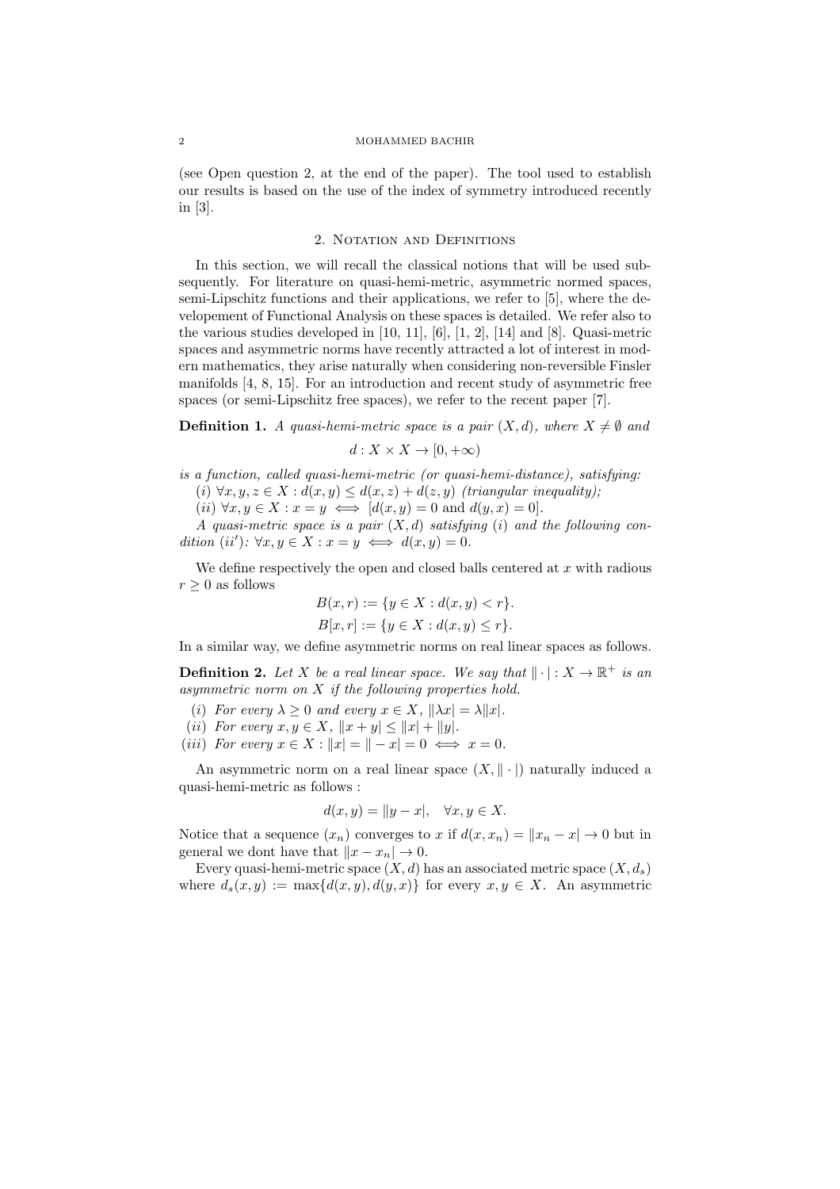(see Open question 2, at the end of the paper). The tool used to establish our results is based on the use of the index of symmetry introduced recently in [3].

## 2. Notation and Definitions

In this section, we will recall the classical notions that will be used subsequently. For literature on quasi-hemi-metric, asymmetric normed spaces, semi-Lipschitz functions and their applications, we refer to [5], where the developement of Functional Analysis on these spaces is detailed. We refer also to the various studies developed in [10, 11], [6], [1, 2], [14] and [8]. Quasi-metric spaces and asymmetric norms have recently attracted a lot of interest in modern mathematics, they arise naturally when considering non-reversible Finsler manifolds [4, 8, 15]. For an introduction and recent study of asymmetric free spaces (or semi-Lipschitz free spaces), we refer to the recent paper [7].

**Definition 1.** *A quasi-hemi-metric space is a pair $(X, d)$, where $X \neq \emptyset$ and*

$$d : X \times X \to [0, +\infty)$$

*is a function, called quasi-hemi-metric (or quasi-hemi-distance), satisfying:*
*$(i)$ $\forall x, y, z \in X : d(x, y) \leq d(x, z) + d(z, y)$ (triangular inequality);*
*$(ii)$ $\forall x, y \in X : x = y \iff [d(x, y) = 0 \text{ and } d(y, x) = 0]$.*
*A quasi-metric space is a pair $(X, d)$ satisfying $(i)$ and the following condition $(ii')$: $\forall x, y \in X : x = y \iff d(x, y) = 0$.*

We define respectively the open and closed balls centered at $x$ with radious $r \geq 0$ as follows

$$B(x, r) := \{y \in X : d(x, y) < r\}.$$
$$B[x, r] := \{y \in X : d(x, y) \leq r\}.$$

In a similar way, we define asymmetric norms on real linear spaces as follows.

**Definition 2.** *Let $X$ be a real linear space. We say that $\| \cdot | : X \to \mathbb{R}^+$ is an asymmetric norm on $X$ if the following properties hold.*
*$(i)$ For every $\lambda \geq 0$ and every $x \in X$, $\|\lambda x| = \lambda \|x|$.*
*$(ii)$ For every $x, y \in X$, $\|x + y| \leq \|x| + \|y|$.*
*$(iii)$ For every $x \in X : \|x| = \| - x| = 0 \iff x = 0$.*

An asymmetric norm on a real linear space $(X, \| \cdot |)$ naturally induced a quasi-hemi-metric as follows :

$$d(x, y) = \|y - x|, \quad \forall x, y \in X.$$

Notice that a sequence $(x_n)$ converges to $x$ if $d(x, x_n) = \|x_n - x| \to 0$ but in general we dont have that $\|x - x_n| \to 0$.

Every quasi-hemi-metric space $(X, d)$ has an associated metric space $(X, d_s)$ where $d_s(x, y) := \max\{d(x, y), d(y, x)\}$ for every $x, y \in X$. An asymmetric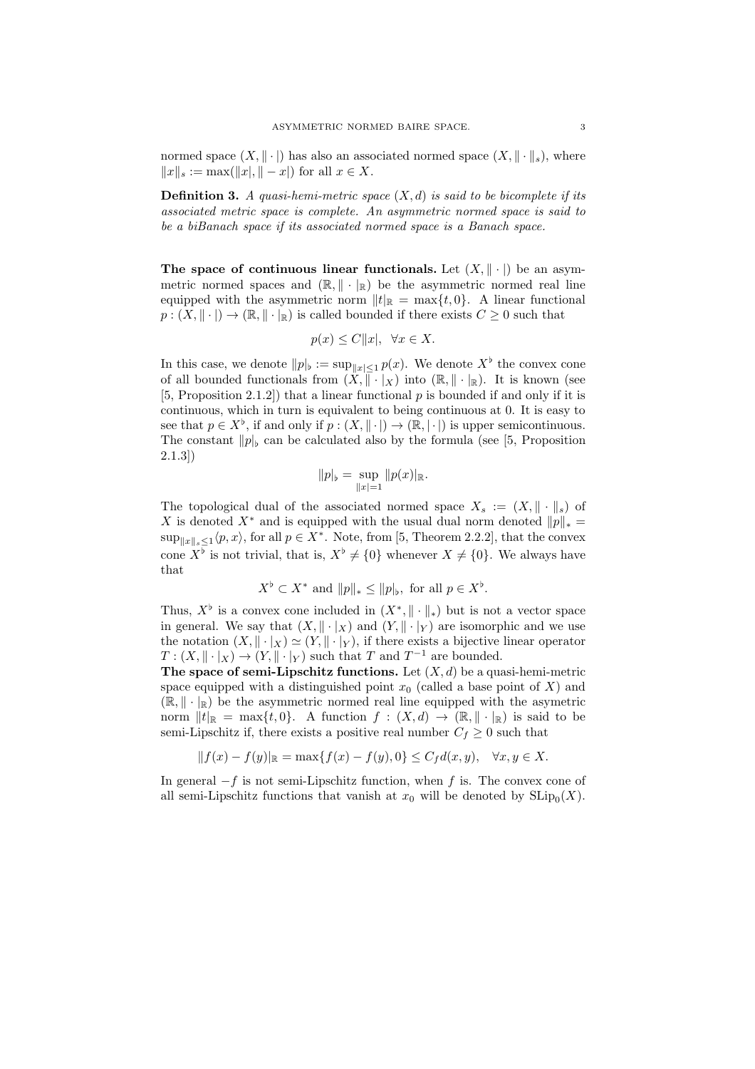normed space $(X, \|\cdot|)$ has also an associated normed space $(X, \|\cdot\|_s)$, where $\|x\|_s := \max(\|x|, \|-x|)$ for all $x \in X$.

**Definition 3.** *A quasi-hemi-metric space $(X, d)$ is said to be bicomplete if its associated metric space is complete. An asymmetric normed space is said to be a biBanach space if its associated normed space is a Banach space.*

**The space of continuous linear functionals.** Let $(X, \|\cdot|)$ be an asymmetric normed spaces and $(\mathbb{R}, \|\cdot|_{\mathbb{R}})$ be the asymmetric normed real line equipped with the asymmetric norm $\|t|_{\mathbb{R}} = \max\{t, 0\}$. A linear functional $p : (X, \|\cdot|) \to (\mathbb{R}, \|\cdot|_{\mathbb{R}})$ is called bounded if there exists $C \geq 0$ such that

$$p(x) \leq C\|x|, \ \ \forall x \in X.$$

In this case, we denote $\|p|_\flat := \sup_{\|x| \leq 1} p(x)$. We denote $X^\flat$ the convex cone of all bounded functionals from $(X, \|\cdot|_X)$ into $(\mathbb{R}, \|\cdot|_{\mathbb{R}})$. It is known (see [5, Proposition 2.1.2]) that a linear functional $p$ is bounded if and only if it is continuous, which in turn is equivalent to being continuous at 0. It is easy to see that $p \in X^\flat$, if and only if $p : (X, \|\cdot|) \to (\mathbb{R}, |\cdot|)$ is upper semicontinuous. The constant $\|p|_\flat$ can be calculated also by the formula (see [5, Proposition 2.1.3])

$$\|p|_\flat = \sup_{\|x|=1} \|p(x)|_{\mathbb{R}}.$$

The topological dual of the associated normed space $X_s := (X, \|\cdot\|_s)$ of $X$ is denoted $X^*$ and is equipped with the usual dual norm denoted $\|p\|_* = \sup_{\|x\|_s \leq 1} \langle p, x \rangle$, for all $p \in X^*$. Note, from [5, Theorem 2.2.2], that the convex cone $X^\flat$ is not trivial, that is, $X^\flat \neq \{0\}$ whenever $X \neq \{0\}$. We always have that

$$X^\flat \subset X^* \text{ and } \|p\|_* \leq \|p|_\flat, \text{ for all } p \in X^\flat.$$

Thus, $X^\flat$ is a convex cone included in $(X^*, \|\cdot\|_*)$ but is not a vector space in general. We say that $(X, \|\cdot|_X)$ and $(Y, \|\cdot|_Y)$ are isomorphic and we use the notation $(X, \|\cdot|_X) \simeq (Y, \|\cdot|_Y)$, if there exists a bijective linear operator $T : (X, \|\cdot|_X) \to (Y, \|\cdot|_Y)$ such that $T$ and $T^{-1}$ are bounded.

**The space of semi-Lipschitz functions.** Let $(X, d)$ be a quasi-hemi-metric space equipped with a distinguished point $x_0$ (called a base point of $X$) and $(\mathbb{R}, \|\cdot|_{\mathbb{R}})$ be the asymmetric normed real line equipped with the asymetric norm $\|t|_{\mathbb{R}} = \max\{t, 0\}$. A function $f : (X, d) \to (\mathbb{R}, \|\cdot|_{\mathbb{R}})$ is said to be semi-Lipschitz if, there exists a positive real number $C_f \geq 0$ such that

$$\|f(x) - f(y)|_{\mathbb{R}} = \max\{f(x) - f(y), 0\} \leq C_f d(x, y), \ \ \forall x, y \in X.$$

In general $-f$ is not semi-Lipschitz function, when $f$ is. The convex cone of all semi-Lipschitz functions that vanish at $x_0$ will be denoted by $\mathrm{SLip}_0(X)$.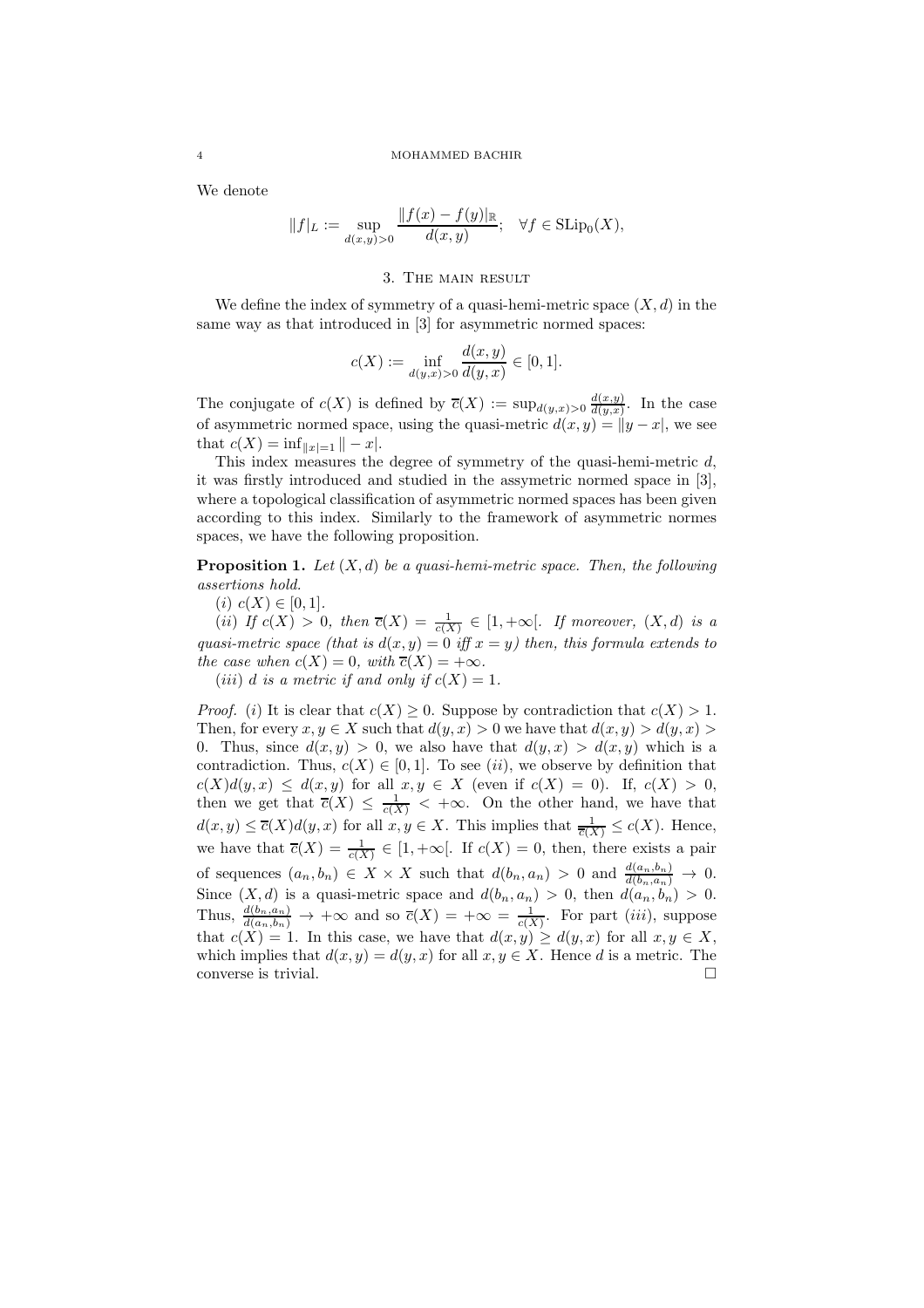We denote

$$\|f|_L := \sup_{d(x,y)>0} \frac{\|f(x) - f(y)|_{\mathbb{R}}}{d(x,y)}; \quad \forall f \in \mathrm{SLip}_0(X),$$

## 3. The main result

We define the index of symmetry of a quasi-hemi-metric space $(X, d)$ in the same way as that introduced in [3] for asymmetric normed spaces:

$$c(X) := \inf_{d(y,x)>0} \frac{d(x,y)}{d(y,x)} \in [0,1].$$

The conjugate of $c(X)$ is defined by $\overline{c}(X) := \sup_{d(x,y)>0} \frac{d(x,y)}{d(y,x)}$. In the case of asymmetric normed space, using the quasi-metric $d(x,y) = \|y - x|$, we see that $c(X) = \inf_{\|x|=1} \| - x|$.

This index measures the degree of symmetry of the quasi-hemi-metric $d$, it was firstly introduced and studied in the assymetric normed space in [3], where a topological classification of asymmetric normed spaces has been given according to this index. Similarly to the framework of asymmetric normes spaces, we have the following proposition.

**Proposition 1.** *Let $(X, d)$ be a quasi-hemi-metric space. Then, the following assertions hold.*

*$(i)$ $c(X) \in [0,1]$.*

*$(ii)$ If $c(X) > 0$, then $\overline{c}(X) = \frac{1}{c(X)} \in [1, +\infty[$. If moreover, $(X, d)$ is a quasi-metric space (that is $d(x,y) = 0$ iff $x = y$) then, this formula extends to the case when $c(X) = 0$, with $\overline{c}(X) = +\infty$.*

*$(iii)$ $d$ is a metric if and only if $c(X) = 1$.*

*Proof.* $(i)$ It is clear that $c(X) \geq 0$. Suppose by contradiction that $c(X) > 1$. Then, for every $x, y \in X$ such that $d(y,x) > 0$ we have that $d(x,y) > d(y,x) > 0$. Thus, since $d(x,y) > 0$, we also have that $d(y,x) > d(x,y)$ which is a contradiction. Thus, $c(X) \in [0,1]$. To see $(ii)$, we observe by definition that $c(X)d(y,x) \leq d(x,y)$ for all $x, y \in X$ (even if $c(X) = 0$). If, $c(X) > 0$, then we get that $\overline{c}(X) \leq \frac{1}{c(X)} < +\infty$. On the other hand, we have that $d(x,y) \leq \overline{c}(X)d(y,x)$ for all $x, y \in X$. This implies that $\frac{1}{\overline{c}(X)} \leq c(X)$. Hence, we have that $\overline{c}(X) = \frac{1}{c(X)} \in [1, +\infty[$. If $c(X) = 0$, then, there exists a pair of sequences $(a_n, b_n) \in X \times X$ such that $d(b_n, a_n) > 0$ and $\frac{d(a_n,b_n)}{d(b_n,a_n)} \to 0$. Since $(X, d)$ is a quasi-metric space and $d(b_n, a_n) > 0$, then $d(a_n, b_n) > 0$. Thus, $\frac{d(b_n,a_n)}{d(a_n,b_n)} \to +\infty$ and so $\overline{c}(X) = +\infty = \frac{1}{c(X)}$. For part $(iii)$, suppose that $c(X) = 1$. In this case, we have that $d(x,y) \geq d(y,x)$ for all $x, y \in X$, which implies that $d(x,y) = d(y,x)$ for all $x, y \in X$. Hence $d$ is a metric. The converse is trivial. $\square$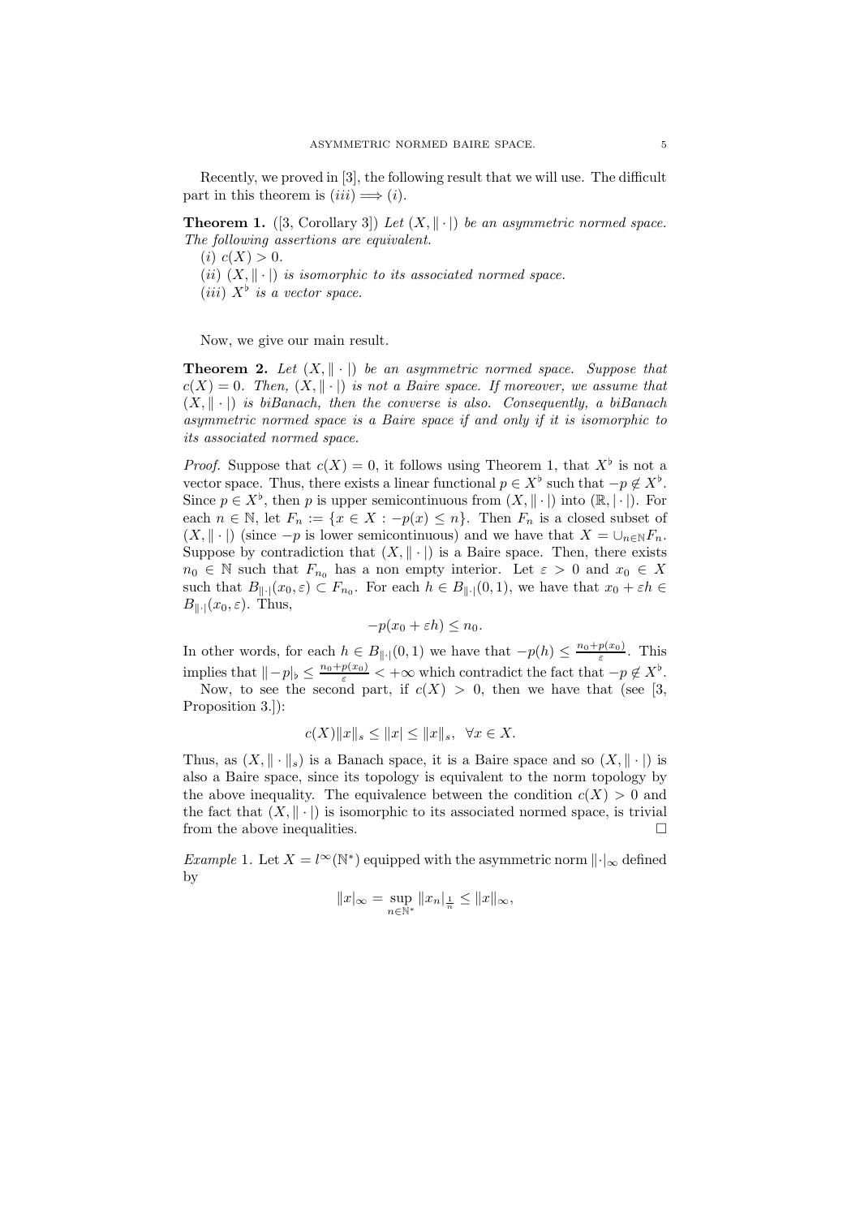Recently, we proved in [3], the following result that we will use. The difficult part in this theorem is $(iii) \Longrightarrow (i)$.

**Theorem 1.** ([3, Corollary 3]) *Let $(X, \|\cdot|)$ be an asymmetric normed space. The following assertions are equivalent.*

$(i)$ $c(X) > 0$.

$(ii)$ *$(X, \|\cdot|)$ is isomorphic to its associated normed space.*

$(iii)$ *$X^\flat$ is a vector space.*

Now, we give our main result.

**Theorem 2.** *Let $(X, \|\cdot|)$ be an asymmetric normed space. Suppose that $c(X) = 0$. Then, $(X, \|\cdot|)$ is not a Baire space. If moreover, we assume that $(X, \|\cdot|)$ is biBanach, then the converse is also. Consequently, a biBanach asymmetric normed space is a Baire space if and only if it is isomorphic to its associated normed space.*

*Proof.* Suppose that $c(X) = 0$, it follows using Theorem 1, that $X^\flat$ is not a vector space. Thus, there exists a linear functional $p \in X^\flat$ such that $-p \notin X^\flat$. Since $p \in X^\flat$, then $p$ is upper semicontinuous from $(X, \|\cdot|)$ into $(\mathbb{R}, |\cdot|)$. For each $n \in \mathbb{N}$, let $F_n := \{x \in X : -p(x) \leq n\}$. Then $F_n$ is a closed subset of $(X, \|\cdot|)$ (since $-p$ is lower semicontinuous) and we have that $X = \cup_{n \in \mathbb{N}} F_n$. Suppose by contradiction that $(X, \|\cdot|)$ is a Baire space. Then, there exists $n_0 \in \mathbb{N}$ such that $F_{n_0}$ has a non empty interior. Let $\varepsilon > 0$ and $x_0 \in X$ such that $B_{\|\cdot|}(x_0, \varepsilon) \subset F_{n_0}$. For each $h \in B_{\|\cdot|}(0, 1)$, we have that $x_0 + \varepsilon h \in B_{\|\cdot|}(x_0, \varepsilon)$. Thus,

$$-p(x_0 + \varepsilon h) \leq n_0.$$

In other words, for each $h \in B_{\|\cdot|}(0, 1)$ we have that $-p(h) \leq \frac{n_0 + p(x_0)}{\varepsilon}$. This implies that $\|-p|_\flat \leq \frac{n_0 + p(x_0)}{\varepsilon} < +\infty$ which contradict the fact that $-p \notin X^\flat$.

Now, to see the second part, if $c(X) > 0$, then we have that (see [3, Proposition 3.]):

$$c(X)\|x\|_s \leq \|x| \leq \|x\|_s, \;\; \forall x \in X.$$

Thus, as $(X, \|\cdot\|_s)$ is a Banach space, it is a Baire space and so $(X, \|\cdot|)$ is also a Baire space, since its topology is equivalent to the norm topology by the above inequality. The equivalence between the condition $c(X) > 0$ and the fact that $(X, \|\cdot|)$ is isomorphic to its associated normed space, is trivial from the above inequalities. $\square$

*Example* 1. Let $X = l^\infty(\mathbb{N}^*)$ equipped with the asymmetric norm $\|\cdot|_\infty$ defined by

$$\|x|_\infty = \sup_{n \in \mathbb{N}^*} \|x_n|_{\frac{1}{n}} \leq \|x\|_\infty,$$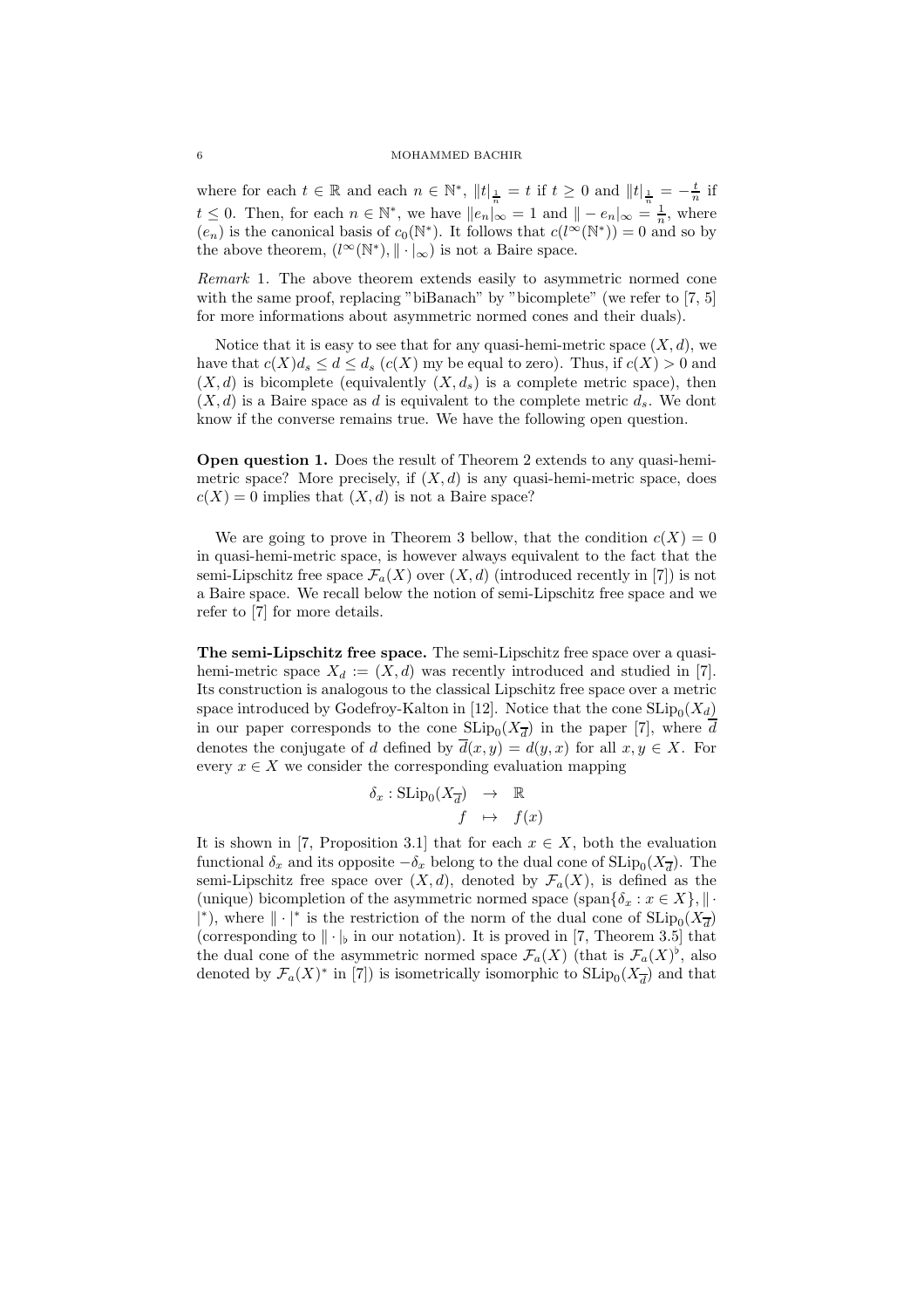where for each $t \in \mathbb{R}$ and each $n \in \mathbb{N}^*$, $\|t|_{\frac{1}{n}} = t$ if $t \geq 0$ and $\|t|_{\frac{1}{n}} = -\frac{t}{n}$ if $t \leq 0$. Then, for each $n \in \mathbb{N}^*$, we have $\|e_n|_\infty = 1$ and $\| - e_n|_\infty = \frac{1}{n}$, where $(e_n)$ is the canonical basis of $c_0(\mathbb{N}^*)$. It follows that $c(l^\infty(\mathbb{N}^*)) = 0$ and so by the above theorem, $(l^\infty(\mathbb{N}^*), \| \cdot |_\infty)$ is not a Baire space.

*Remark* 1. The above theorem extends easily to asymmetric normed cone with the same proof, replacing "biBanach" by "bicomplete" (we refer to [7, 5] for more informations about asymmetric normed cones and their duals).

Notice that it is easy to see that for any quasi-hemi-metric space $(X, d)$, we have that $c(X)d_s \leq d \leq d_s$ ($c(X)$ my be equal to zero). Thus, if $c(X) > 0$ and $(X, d)$ is bicomplete (equivalently $(X, d_s)$ is a complete metric space), then $(X, d)$ is a Baire space as $d$ is equivalent to the complete metric $d_s$. We dont know if the converse remains true. We have the following open question.

**Open question 1.** Does the result of Theorem 2 extends to any quasi-hemi-metric space? More precisely, if $(X, d)$ is any quasi-hemi-metric space, does $c(X) = 0$ implies that $(X, d)$ is not a Baire space?

We are going to prove in Theorem 3 bellow, that the condition $c(X) = 0$ in quasi-hemi-metric space, is however always equivalent to the fact that the semi-Lipschitz free space $\mathcal{F}_a(X)$ over $(X, d)$ (introduced recently in [7]) is not a Baire space. We recall below the notion of semi-Lipschitz free space and we refer to [7] for more details.

**The semi-Lipschitz free space.** The semi-Lipschitz free space over a quasi-hemi-metric space $X_d := (X, d)$ was recently introduced and studied in [7]. Its construction is analogous to the classical Lipschitz free space over a metric space introduced by Godefroy-Kalton in [12]. Notice that the cone $\mathrm{SLip}_0(X_d)$ in our paper corresponds to the cone $\mathrm{SLip}_0(X_{\overline{d}})$ in the paper [7], where $\overline{d}$ denotes the conjugate of $d$ defined by $\overline{d}(x, y) = d(y, x)$ for all $x, y \in X$. For every $x \in X$ we consider the corresponding evaluation mapping

$$\begin{aligned} \delta_x : \mathrm{SLip}_0(X_{\overline{d}}) &\rightarrow \mathbb{R} \\ f &\mapsto f(x) \end{aligned}$$

It is shown in [7, Proposition 3.1] that for each $x \in X$, both the evaluation functional $\delta_x$ and its opposite $-\delta_x$ belong to the dual cone of $\mathrm{SLip}_0(X_{\overline{d}})$. The semi-Lipschitz free space over $(X, d)$, denoted by $\mathcal{F}_a(X)$, is defined as the (unique) bicompletion of the asymmetric normed space $(\mathrm{span}\{\delta_x : x \in X\}, \| \cdot |^*)$, where $\| \cdot |^*$ is the restriction of the norm of the dual cone of $\mathrm{SLip}_0(X_{\overline{d}})$ (corresponding to $\| \cdot |_\flat$ in our notation). It is proved in [7, Theorem 3.5] that the dual cone of the asymmetric normed space $\mathcal{F}_a(X)$ (that is $\mathcal{F}_a(X)^\flat$, also denoted by $\mathcal{F}_a(X)^*$ in [7]) is isometrically isomorphic to $\mathrm{SLip}_0(X_{\overline{d}})$ and that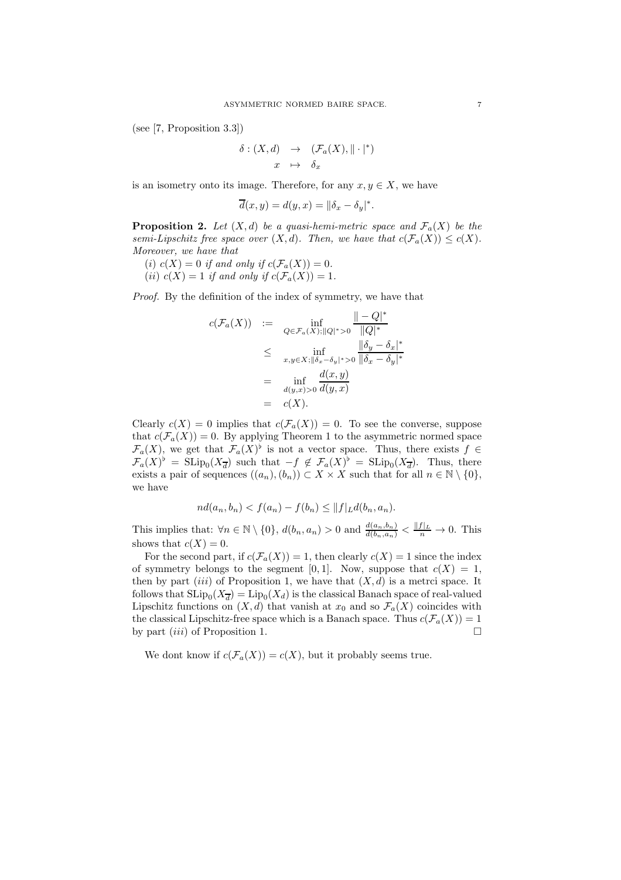(see [7, Proposition 3.3])

$$\begin{array}{rcl} \delta : (X,d) & \to & (\mathcal{F}_a(X), \| \cdot |^*) \\ x & \mapsto & \delta_x \end{array}$$

is an isometry onto its image. Therefore, for any $x, y \in X$, we have

$$\overline{d}(x,y) = d(y,x) = \|\delta_x - \delta_y|^*.$$

**Proposition 2.** *Let $(X,d)$ be a quasi-hemi-metric space and $\mathcal{F}_a(X)$ be the semi-Lipschitz free space over $(X,d)$. Then, we have that $c(\mathcal{F}_a(X)) \leq c(X)$. Moreover, we have that*

*(i) $c(X) = 0$ if and only if $c(\mathcal{F}_a(X)) = 0$.*
*(ii) $c(X) = 1$ if and only if $c(\mathcal{F}_a(X)) = 1$.*

*Proof.* By the definition of the index of symmetry, we have that

$$\begin{aligned} c(\mathcal{F}_a(X)) &:= \inf_{Q \in \mathcal{F}_a(X); \|Q|^* > 0} \frac{\| - Q|^*}{\|Q|^*} \\ &\leq \inf_{x,y \in X; \|\delta_x - \delta_y|^* > 0} \frac{\|\delta_y - \delta_x|^*}{\|\delta_x - \delta_y|^*} \\ &= \inf_{d(y,x) > 0} \frac{d(x,y)}{d(y,x)} \\ &= c(X). \end{aligned}$$

Clearly $c(X) = 0$ implies that $c(\mathcal{F}_a(X)) = 0$. To see the converse, suppose that $c(\mathcal{F}_a(X)) = 0$. By applying Theorem 1 to the asymmetric normed space $\mathcal{F}_a(X)$, we get that $\mathcal{F}_a(X)^\flat$ is not a vector space. Thus, there exists $f \in \mathcal{F}_a(X)^\flat = \mathrm{SLip}_0(X_{\overline{d}})$ such that $-f \notin \mathcal{F}_a(X)^\flat = \mathrm{SLip}_0(X_{\overline{d}})$. Thus, there exists a pair of sequences $((a_n), (b_n)) \subset X \times X$ such that for all $n \in \mathbb{N} \setminus \{0\}$, we have

$$nd(a_n, b_n) < f(a_n) - f(b_n) \leq \|f|_L d(b_n, a_n).$$

This implies that: $\forall n \in \mathbb{N} \setminus \{0\}$, $d(b_n, a_n) > 0$ and $\frac{d(a_n, b_n)}{d(b_n, a_n)} < \frac{\|f|_L}{n} \to 0$. This shows that $c(X) = 0$.

For the second part, if $c(\mathcal{F}_a(X)) = 1$, then clearly $c(X) = 1$ since the index of symmetry belongs to the segment $[0, 1]$. Now, suppose that $c(X) = 1$, then by part $(iii)$ of Proposition 1, we have that $(X, d)$ is a metrci space. It follows that $\mathrm{SLip}_0(X_{\overline{d}}) = \mathrm{Lip}_0(X_d)$ is the classical Banach space of real-valued Lipschitz functions on $(X, d)$ that vanish at $x_0$ and so $\mathcal{F}_a(X)$ coincides with the classical Lipschitz-free space which is a Banach space. Thus $c(\mathcal{F}_a(X)) = 1$ by part $(iii)$ of Proposition 1. $\square$

We dont know if $c(\mathcal{F}_a(X)) = c(X)$, but it probably seems true.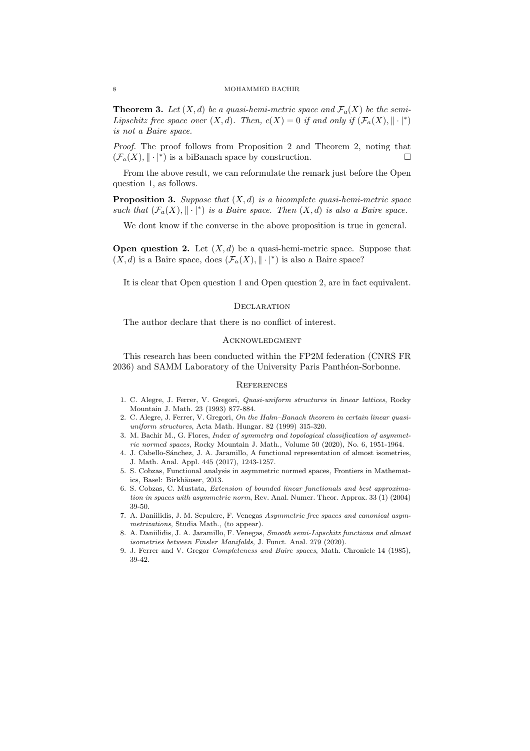**Theorem 3.** *Let $(X,d)$ be a quasi-hemi-metric space and $\mathcal{F}_a(X)$ be the semi-Lipschitz free space over $(X,d)$. Then, $c(X)=0$ if and only if $(\mathcal{F}_a(X), \|\cdot|^*)$ is not a Baire space.*

*Proof.* The proof follows from Proposition 2 and Theorem 2, noting that $(\mathcal{F}_a(X), \|\cdot|^*)$ is a biBanach space by construction. □

From the above result, we can reformulate the remark just before the Open question 1, as follows.

**Proposition 3.** *Suppose that $(X,d)$ is a bicomplete quasi-hemi-metric space such that $(\mathcal{F}_a(X), \|\cdot|^*)$ is a Baire space. Then $(X,d)$ is also a Baire space.*

We dont know if the converse in the above proposition is true in general.

**Open question 2.** Let $(X,d)$ be a quasi-hemi-metric space. Suppose that $(X,d)$ is a Baire space, does $(\mathcal{F}_a(X), \|\cdot|^*)$ is also a Baire space?

It is clear that Open question 1 and Open question 2, are in fact equivalent.

## Declaration

The author declare that there is no conflict of interest.

## Acknowledgment

This research has been conducted within the FP2M federation (CNRS FR 2036) and SAMM Laboratory of the University Paris Panthéon-Sorbonne.

## References

1. C. Alegre, J. Ferrer, V. Gregori, *Quasi-uniform structures in linear lattices*, Rocky Mountain J. Math. 23 (1993) 877-884.
2. C. Alegre, J. Ferrer, V. Gregori, *On the Hahn–Banach theorem in certain linear quasi-uniform structures*, Acta Math. Hungar. 82 (1999) 315-320.
3. M. Bachir M., G. Flores, *Index of symmetry and topological classification of asymmetric normed spaces*, Rocky Mountain J. Math., Volume 50 (2020), No. 6, 1951-1964.
4. J. Cabello-Sánchez, J. A. Jaramillo, A functional representation of almost isometries, J. Math. Anal. Appl. 445 (2017), 1243-1257.
5. S. Cobzas, Functional analysis in asymmetric normed spaces, Frontiers in Mathematics, Basel: Birkhäuser, 2013.
6. S. Cobzas, C. Mustata, *Extension of bounded linear functionals and best approximation in spaces with asymmetric norm*, Rev. Anal. Numer. Theor. Approx. 33 (1) (2004) 39-50.
7. A. Daniilidis, J. M. Sepulcre, F. Venegas *Asymmetric free spaces and canonical asymmetrizations*, Studia Math., (to appear).
8. A. Daniilidis, J. A. Jaramillo, F. Venegas, *Smooth semi-Lipschitz functions and almost isometries between Finsler Manifolds*, J. Funct. Anal. 279 (2020).
9. J. Ferrer and V. Gregor *Completeness and Baire spaces*, Math. Chronicle 14 (1985), 39-42.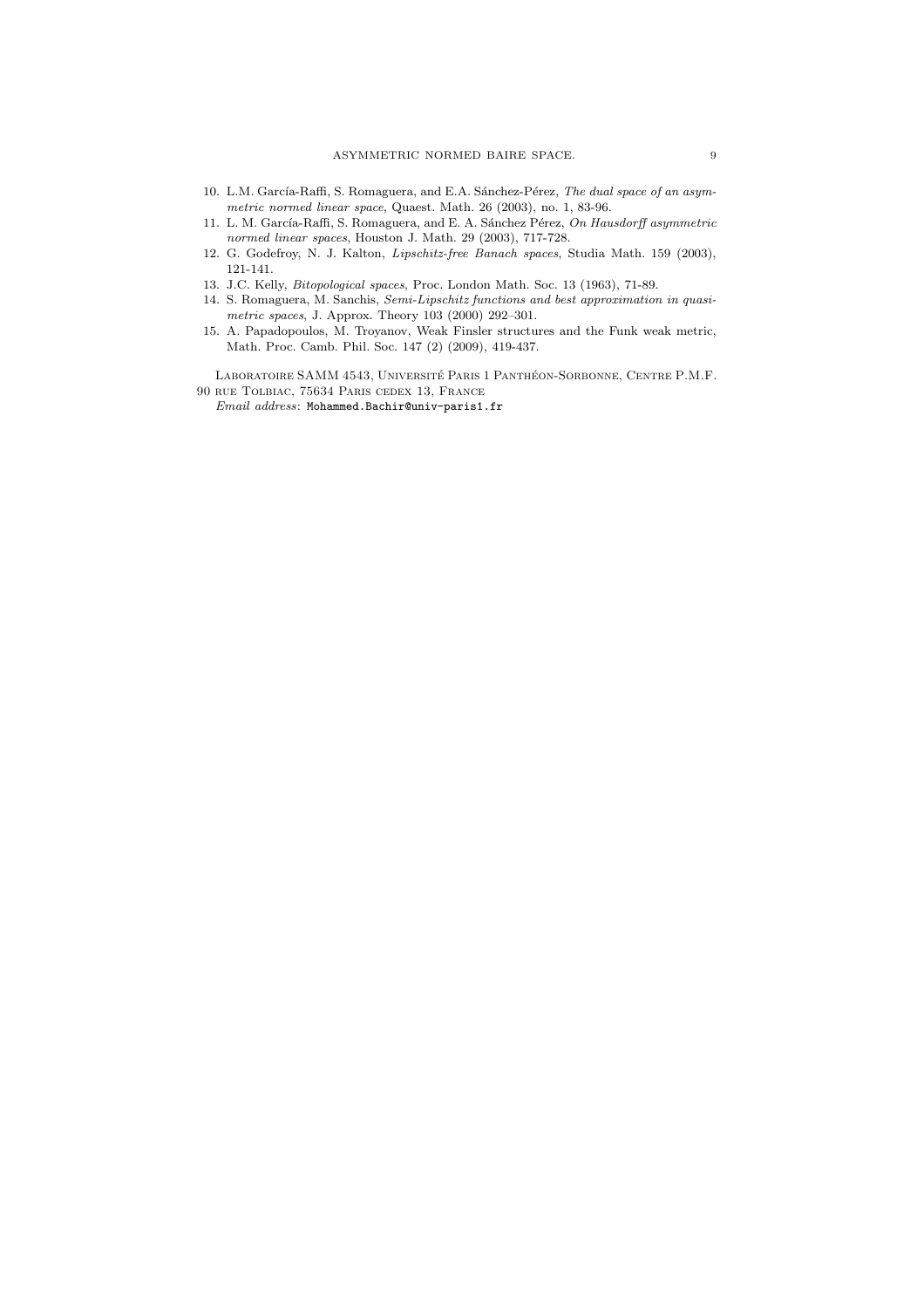10. L.M. García-Raffi, S. Romaguera, and E.A. Sánchez-Pérez, *The dual space of an asymmetric normed linear space*, Quaest. Math. 26 (2003), no. 1, 83-96.
11. L. M. García-Raffi, S. Romaguera, and E. A. Sánchez Pérez, *On Hausdorff asymmetric normed linear spaces*, Houston J. Math. 29 (2003), 717-728.
12. G. Godefroy, N. J. Kalton, *Lipschitz-free Banach spaces*, Studia Math. 159 (2003), 121-141.
13. J.C. Kelly, *Bitopological spaces*, Proc. London Math. Soc. 13 (1963), 71-89.
14. S. Romaguera, M. Sanchis, *Semi-Lipschitz functions and best approximation in quasi-metric spaces*, J. Approx. Theory 103 (2000) 292–301.
15. A. Papadopoulos, M. Troyanov, Weak Finsler structures and the Funk weak metric, Math. Proc. Camb. Phil. Soc. 147 (2) (2009), 419-437.

Laboratoire SAMM 4543, Université Paris 1 Panthéon-Sorbonne, Centre P.M.F. 90 rue Tolbiac, 75634 Paris cedex 13, France

*Email address*: Mohammed.Bachir@univ-paris1.fr